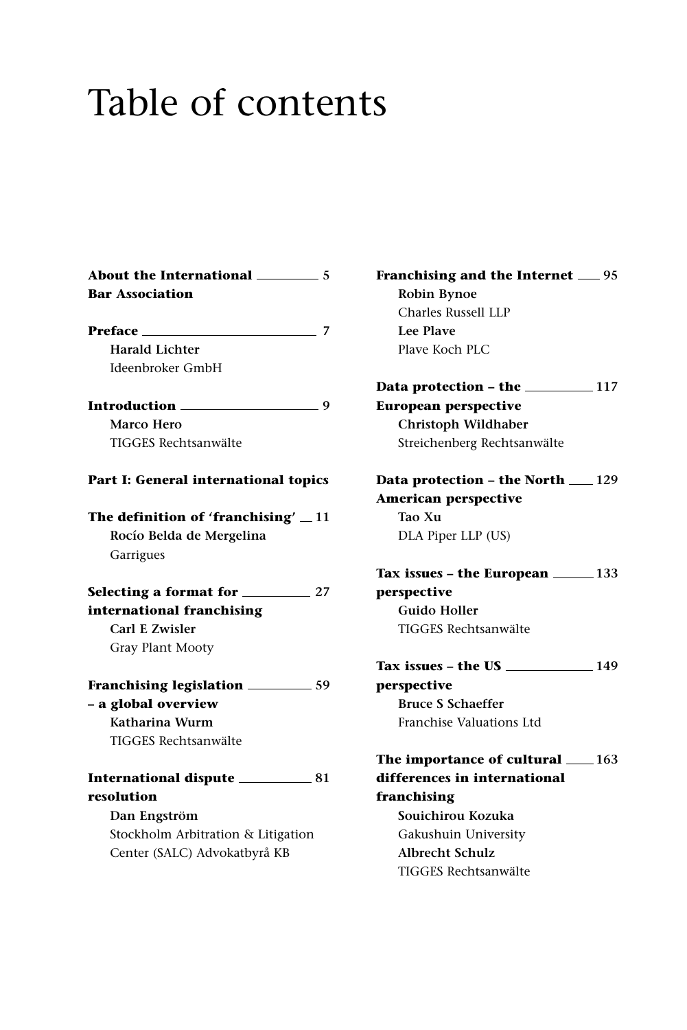# Table of contents

**About the International Bar Association** — **5**

**Preface** — **7**
**Harald Lichter**
Ideenbroker GmbH

**Introduction** — **9**
**Marco Hero**
TIGGES Rechtsanwälte

**Part I: General international topics**

**The definition of 'franchising'** — **11**
**Rocío Belda de Mergelina**
Garrigues

**Selecting a format for international franchising** — **27**
**Carl E Zwisler**
Gray Plant Mooty

**Franchising legislation – a global overview** — **59**
**Katharina Wurm**
TIGGES Rechtsanwälte

**International dispute resolution** — **81**
**Dan Engström**
Stockholm Arbitration & Litigation Center (SALC) Advokatbyrå KB

**Franchising and the Internet** — **95**
**Robin Bynoe**
Charles Russell LLP
**Lee Plave**
Plave Koch PLC

**Data protection – the European perspective** — **117**
**Christoph Wildhaber**
Streichenberg Rechtsanwälte

**Data protection – the North American perspective** — **129**
**Tao Xu**
DLA Piper LLP (US)

**Tax issues – the European perspective** — **133**
**Guido Holler**
TIGGES Rechtsanwälte

**Tax issues – the US perspective** — **149**
**Bruce S Schaeffer**
Franchise Valuations Ltd

**The importance of cultural differences in international franchising** — **163**
**Souichirou Kozuka**
Gakushuin University
**Albrecht Schulz**
TIGGES Rechtsanwälte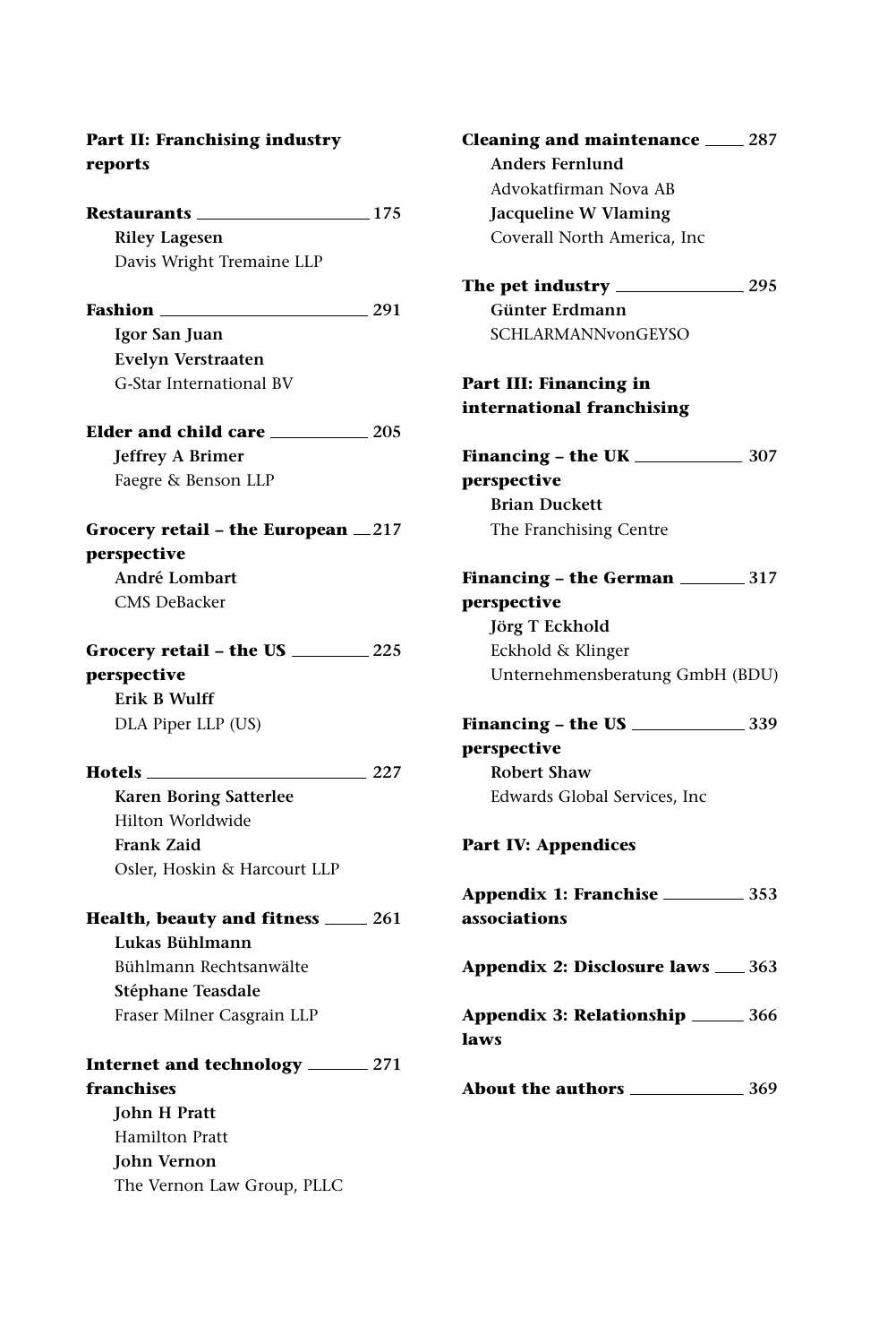**Part II: Franchising industry reports**

**Restaurants** — **175**
**Riley Lagesen**
Davis Wright Tremaine LLP

**Fashion** — **291**
**Igor San Juan**
**Evelyn Verstraaten**
G-Star International BV

**Elder and child care** — **205**
**Jeffrey A Brimer**
Faegre & Benson LLP

**Grocery retail – the European perspective** — **217**
**André Lombart**
CMS DeBacker

**Grocery retail – the US perspective** — **225**
**Erik B Wulff**
DLA Piper LLP (US)

**Hotels** — **227**
**Karen Boring Satterlee**
Hilton Worldwide
**Frank Zaid**
Osler, Hoskin & Harcourt LLP

**Health, beauty and fitness** — **261**
**Lukas Bühlmann**
Bühlmann Rechtsanwälte
**Stéphane Teasdale**
Fraser Milner Casgrain LLP

**Internet and technology franchises** — **271**
**John H Pratt**
Hamilton Pratt
**John Vernon**
The Vernon Law Group, PLLC

**Cleaning and maintenance** — **287**
**Anders Fernlund**
Advokatfirman Nova AB
**Jacqueline W Vlaming**
Coverall North America, Inc

**The pet industry** — **295**
**Günter Erdmann**
SCHLARMANNvonGEYSO

**Part III: Financing in international franchising**

**Financing – the UK perspective** — **307**
**Brian Duckett**
The Franchising Centre

**Financing – the German perspective** — **317**
**Jörg T Eckhold**
Eckhold & Klinger Unternehmensberatung GmbH (BDU)

**Financing – the US perspective** — **339**
**Robert Shaw**
Edwards Global Services, Inc

**Part IV: Appendices**

**Appendix 1: Franchise associations** — **353**

**Appendix 2: Disclosure laws** — **363**

**Appendix 3: Relationship laws** — **366**

**About the authors** — **369**